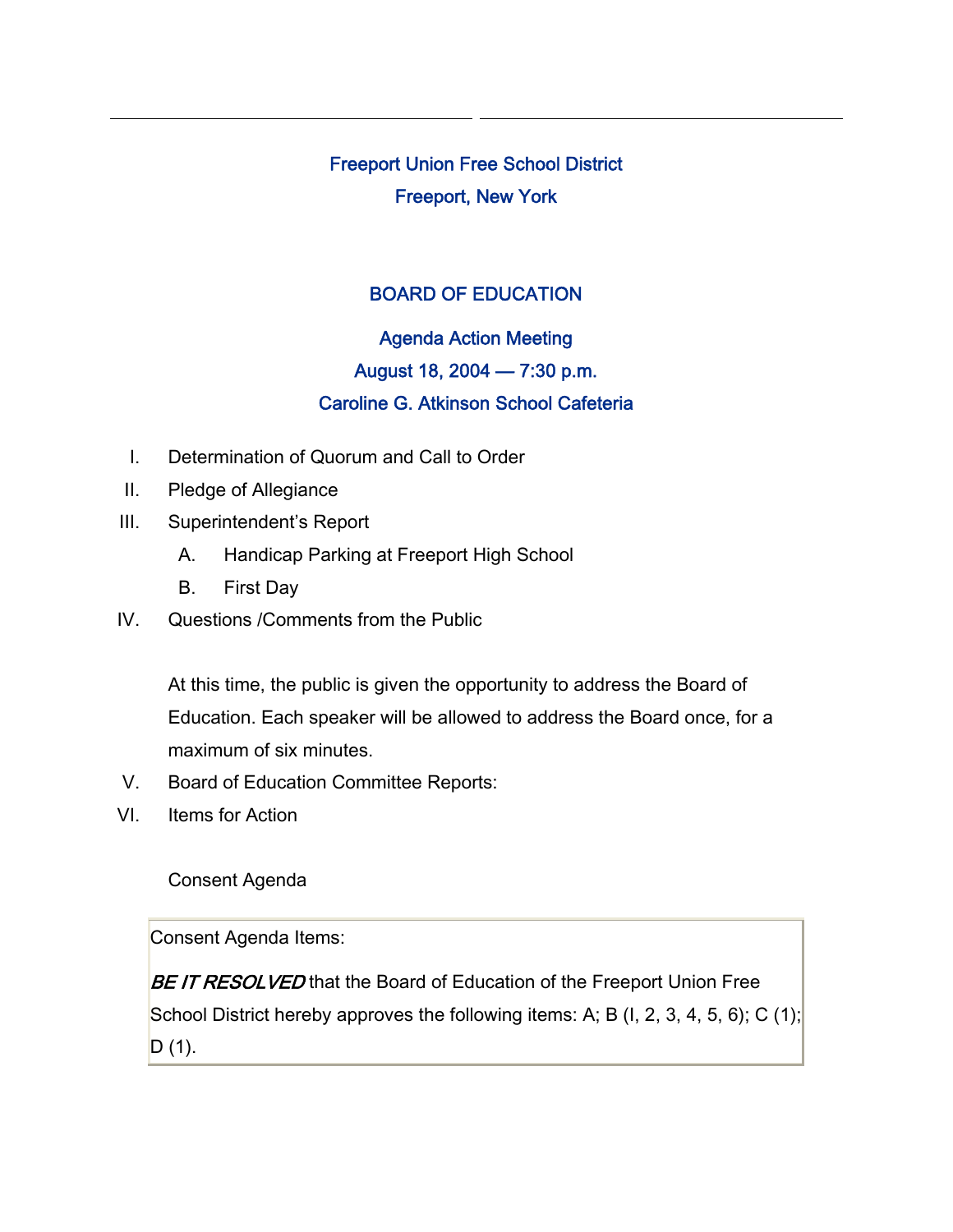# Freeport Union Free School District
## Freeport, New York

## BOARD OF EDUCATION

### Agenda Action Meeting
### August 18, 2004 — 7:30 p.m.
### Caroline G. Atkinson School Cafeteria

I. Determination of Quorum and Call to Order

II. Pledge of Allegiance

III. Superintendent's Report

   A. Handicap Parking at Freeport High School

   B. First Day

IV. Questions /Comments from the Public

   At this time, the public is given the opportunity to address the Board of Education. Each speaker will be allowed to address the Board once, for a maximum of six minutes.

V. Board of Education Committee Reports:

VI. Items for Action

   Consent Agenda

| Consent Agenda Items: |
|---|
| ***BE IT RESOLVED*** that the Board of Education of the Freeport Union Free School District hereby approves the following items: A; B (l, 2, 3, 4, 5, 6); C (1); D (1). |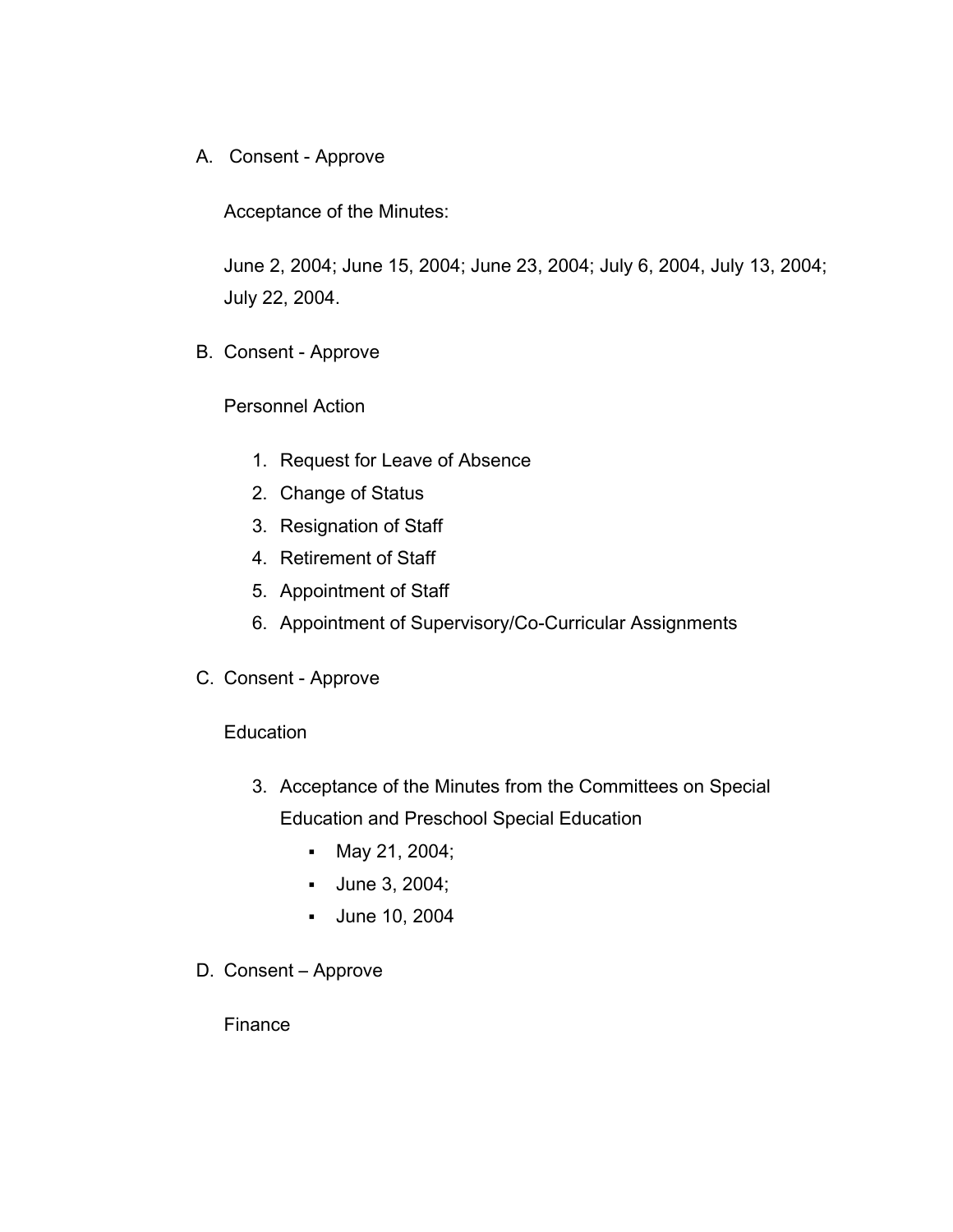A. Consent - Approve

Acceptance of the Minutes:

June 2, 2004; June 15, 2004; June 23, 2004; July 6, 2004, July 13, 2004; July 22, 2004.

B. Consent - Approve

Personnel Action

1. Request for Leave of Absence
2. Change of Status
3. Resignation of Staff
4. Retirement of Staff
5. Appointment of Staff
6. Appointment of Supervisory/Co-Curricular Assignments

C. Consent - Approve

Education

3. Acceptance of the Minutes from the Committees on Special Education and Preschool Special Education
   - May 21, 2004;
   - June 3, 2004;
   - June 10, 2004

D. Consent – Approve

Finance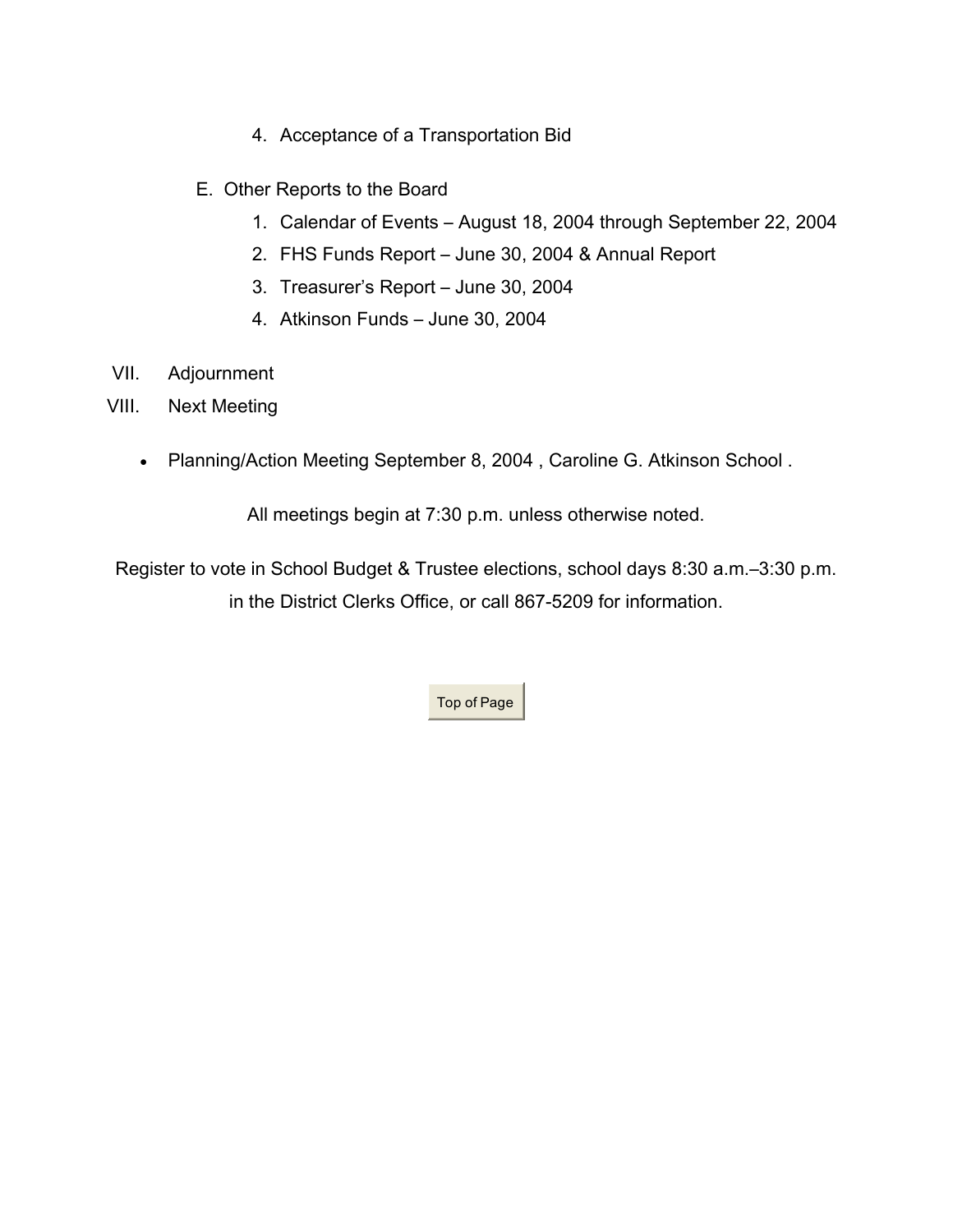4. Acceptance of a Transportation Bid

E. Other Reports to the Board

1. Calendar of Events – August 18, 2004 through September 22, 2004
2. FHS Funds Report – June 30, 2004 & Annual Report
3. Treasurer's Report – June 30, 2004
4. Atkinson Funds – June 30, 2004

VII. Adjournment

VIII. Next Meeting

- Planning/Action Meeting September 8, 2004 , Caroline G. Atkinson School .

All meetings begin at 7:30 p.m. unless otherwise noted.

Register to vote in School Budget & Trustee elections, school days 8:30 a.m.–3:30 p.m. in the District Clerks Office, or call 867-5209 for information.

Top of Page